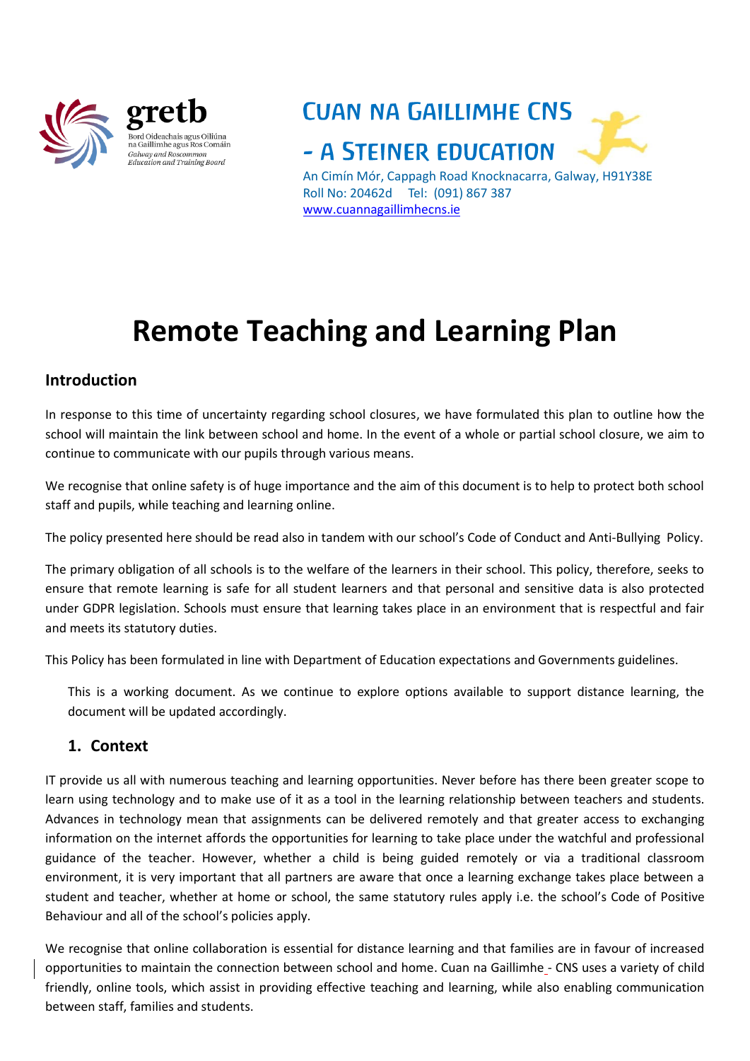gretb

Bord Oideachais agus Oiliúna na Gaillimhe agus Ros Comáin

Galway and Roscommon Education and Training Board

**CUAN NA GAILLIMHE CNS**

**- A STEINER EDUCATION**

An Cimín Mór, Cappagh Road Knocknacarra, Galway, H91Y38E

Roll No: 20462d Tel: (091) 867 387

www.cuannagaillimhecns.ie

# Remote Teaching and Learning Plan

## Introduction

In response to this time of uncertainty regarding school closures, we have formulated this plan to outline how the school will maintain the link between school and home. In the event of a whole or partial school closure, we aim to continue to communicate with our pupils through various means.

We recognise that online safety is of huge importance and the aim of this document is to help to protect both school staff and pupils, while teaching and learning online.

The policy presented here should be read also in tandem with our school's Code of Conduct and Anti-Bullying Policy.

The primary obligation of all schools is to the welfare of the learners in their school. This policy, therefore, seeks to ensure that remote learning is safe for all student learners and that personal and sensitive data is also protected under GDPR legislation. Schools must ensure that learning takes place in an environment that is respectful and fair and meets its statutory duties.

This Policy has been formulated in line with Department of Education expectations and Governments guidelines.

This is a working document. As we continue to explore options available to support distance learning, the document will be updated accordingly.

## 1. Context

IT provide us all with numerous teaching and learning opportunities. Never before has there been greater scope to learn using technology and to make use of it as a tool in the learning relationship between teachers and students. Advances in technology mean that assignments can be delivered remotely and that greater access to exchanging information on the internet affords the opportunities for learning to take place under the watchful and professional guidance of the teacher. However, whether a child is being guided remotely or via a traditional classroom environment, it is very important that all partners are aware that once a learning exchange takes place between a student and teacher, whether at home or school, the same statutory rules apply i.e. the school's Code of Positive Behaviour and all of the school's policies apply.

We recognise that online collaboration is essential for distance learning and that families are in favour of increased opportunities to maintain the connection between school and home. Cuan na Gaillimhe - CNS uses a variety of child friendly, online tools, which assist in providing effective teaching and learning, while also enabling communication between staff, families and students.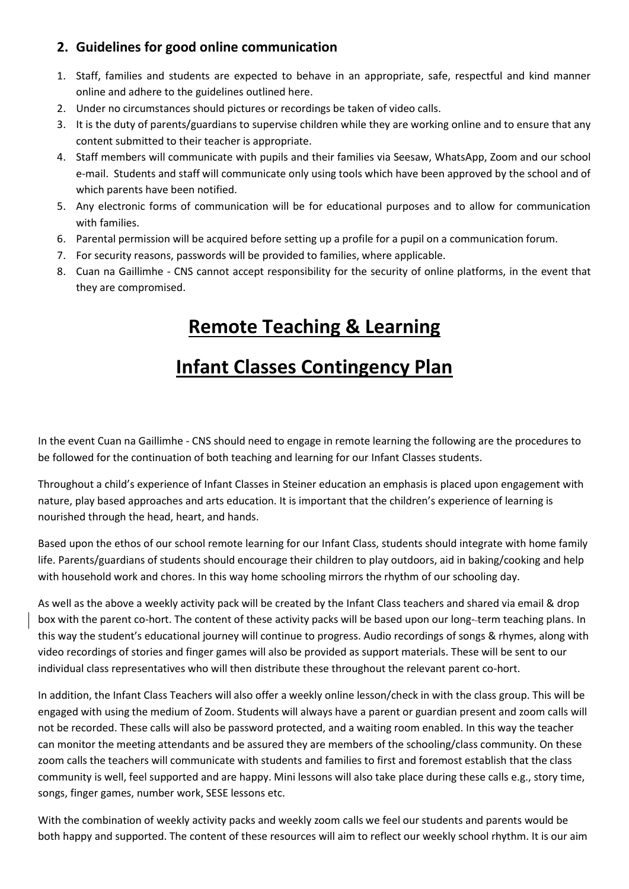## 2. Guidelines for good online communication

1. Staff, families and students are expected to behave in an appropriate, safe, respectful and kind manner online and adhere to the guidelines outlined here.
2. Under no circumstances should pictures or recordings be taken of video calls.
3. It is the duty of parents/guardians to supervise children while they are working online and to ensure that any content submitted to their teacher is appropriate.
4. Staff members will communicate with pupils and their families via Seesaw, WhatsApp, Zoom and our school e-mail. Students and staff will communicate only using tools which have been approved by the school and of which parents have been notified.
5. Any electronic forms of communication will be for educational purposes and to allow for communication with families.
6. Parental permission will be acquired before setting up a profile for a pupil on a communication forum.
7. For security reasons, passwords will be provided to families, where applicable.
8. Cuan na Gaillimhe - CNS cannot accept responsibility for the security of online platforms, in the event that they are compromised.

# Remote Teaching & Learning

# Infant Classes Contingency Plan

In the event Cuan na Gaillimhe - CNS should need to engage in remote learning the following are the procedures to be followed for the continuation of both teaching and learning for our Infant Classes students.

Throughout a child's experience of Infant Classes in Steiner education an emphasis is placed upon engagement with nature, play based approaches and arts education. It is important that the children's experience of learning is nourished through the head, heart, and hands.

Based upon the ethos of our school remote learning for our Infant Class, students should integrate with home family life. Parents/guardians of students should encourage their children to play outdoors, aid in baking/cooking and help with household work and chores. In this way home schooling mirrors the rhythm of our schooling day.

As well as the above a weekly activity pack will be created by the Infant Class teachers and shared via email & drop box with the parent co-hort. The content of these activity packs will be based upon our long-term teaching plans. In this way the student's educational journey will continue to progress. Audio recordings of songs & rhymes, along with video recordings of stories and finger games will also be provided as support materials. These will be sent to our individual class representatives who will then distribute these throughout the relevant parent co-hort.

In addition, the Infant Class Teachers will also offer a weekly online lesson/check in with the class group. This will be engaged with using the medium of Zoom. Students will always have a parent or guardian present and zoom calls will not be recorded. These calls will also be password protected, and a waiting room enabled. In this way the teacher can monitor the meeting attendants and be assured they are members of the schooling/class community. On these zoom calls the teachers will communicate with students and families to first and foremost establish that the class community is well, feel supported and are happy. Mini lessons will also take place during these calls e.g., story time, songs, finger games, number work, SESE lessons etc.

With the combination of weekly activity packs and weekly zoom calls we feel our students and parents would be both happy and supported. The content of these resources will aim to reflect our weekly school rhythm. It is our aim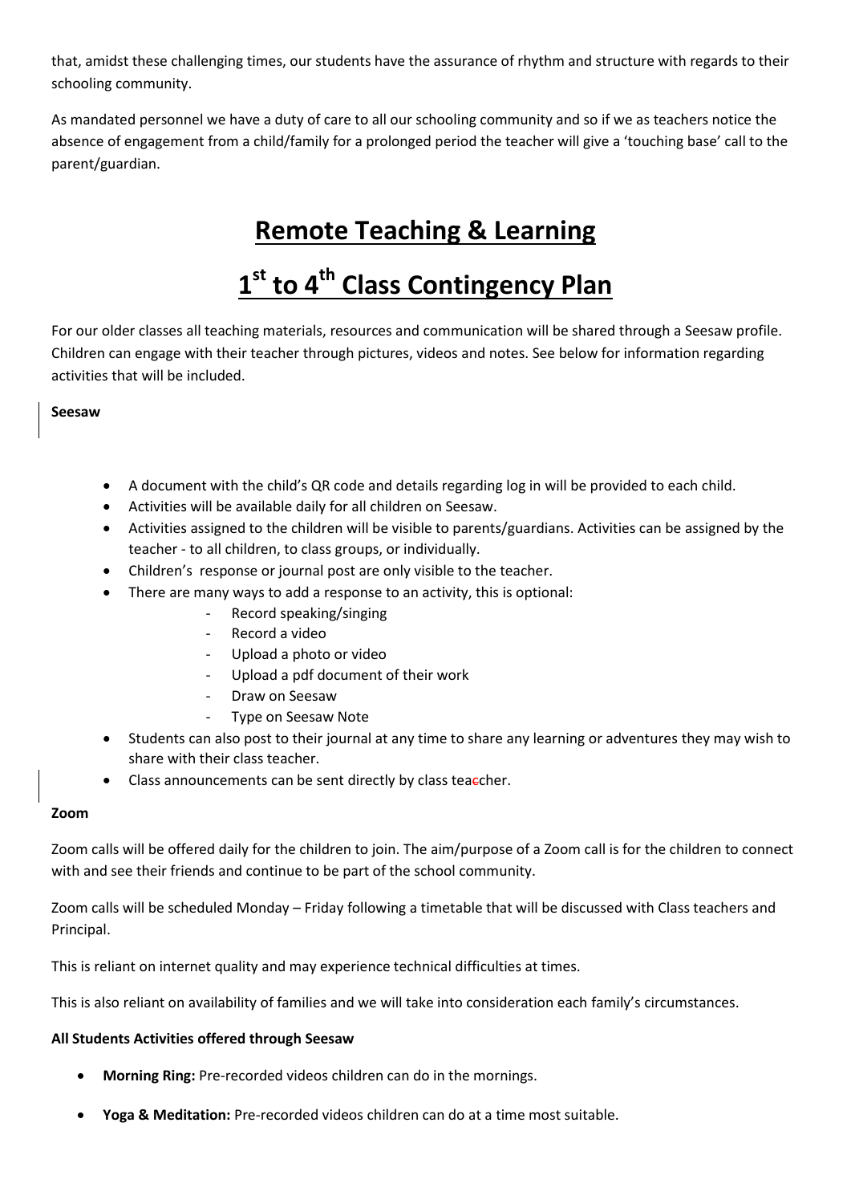that, amidst these challenging times, our students have the assurance of rhythm and structure with regards to their schooling community.

As mandated personnel we have a duty of care to all our schooling community and so if we as teachers notice the absence of engagement from a child/family for a prolonged period the teacher will give a 'touching base' call to the parent/guardian.

# Remote Teaching & Learning

# 1st to 4th Class Contingency Plan

For our older classes all teaching materials, resources and communication will be shared through a Seesaw profile. Children can engage with their teacher through pictures, videos and notes. See below for information regarding activities that will be included.

**Seesaw**

- A document with the child's QR code and details regarding log in will be provided to each child.
- Activities will be available daily for all children on Seesaw.
- Activities assigned to the children will be visible to parents/guardians. Activities can be assigned by the teacher - to all children, to class groups, or individually.
- Children's response or journal post are only visible to the teacher.
- There are many ways to add a response to an activity, this is optional:
    - Record speaking/singing
    - Record a video
    - Upload a photo or video
    - Upload a pdf document of their work
    - Draw on Seesaw
    - Type on Seesaw Note
- Students can also post to their journal at any time to share any learning or adventures they may wish to share with their class teacher.
- Class announcements can be sent directly by class teacher.

**Zoom**

Zoom calls will be offered daily for the children to join. The aim/purpose of a Zoom call is for the children to connect with and see their friends and continue to be part of the school community.

Zoom calls will be scheduled Monday – Friday following a timetable that will be discussed with Class teachers and Principal.

This is reliant on internet quality and may experience technical difficulties at times.

This is also reliant on availability of families and we will take into consideration each family's circumstances.

**All Students Activities offered through Seesaw**

- **Morning Ring:** Pre-recorded videos children can do in the mornings.
- **Yoga & Meditation:** Pre-recorded videos children can do at a time most suitable.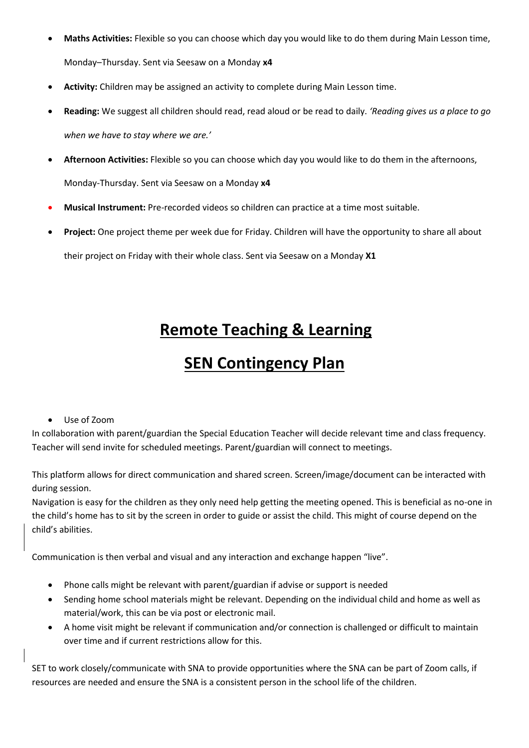- **Maths Activities:** Flexible so you can choose which day you would like to do them during Main Lesson time, Monday–Thursday. Sent via Seesaw on a Monday **x4**
- **Activity:** Children may be assigned an activity to complete during Main Lesson time.
- **Reading:** We suggest all children should read, read aloud or be read to daily. *'Reading gives us a place to go when we have to stay where we are.'*
- **Afternoon Activities:** Flexible so you can choose which day you would like to do them in the afternoons, Monday-Thursday. Sent via Seesaw on a Monday **x4**
- **Musical Instrument:** Pre-recorded videos so children can practice at a time most suitable.
- **Project:** One project theme per week due for Friday. Children will have the opportunity to share all about their project on Friday with their whole class. Sent via Seesaw on a Monday **X1**

# Remote Teaching & Learning

# SEN Contingency Plan

- Use of Zoom

In collaboration with parent/guardian the Special Education Teacher will decide relevant time and class frequency. Teacher will send invite for scheduled meetings. Parent/guardian will connect to meetings.

This platform allows for direct communication and shared screen. Screen/image/document can be interacted with during session.
Navigation is easy for the children as they only need help getting the meeting opened. This is beneficial as no-one in the child's home has to sit by the screen in order to guide or assist the child. This might of course depend on the child's abilities.

Communication is then verbal and visual and any interaction and exchange happen "live".

- Phone calls might be relevant with parent/guardian if advise or support is needed
- Sending home school materials might be relevant. Depending on the individual child and home as well as material/work, this can be via post or electronic mail.
- A home visit might be relevant if communication and/or connection is challenged or difficult to maintain over time and if current restrictions allow for this.

SET to work closely/communicate with SNA to provide opportunities where the SNA can be part of Zoom calls, if resources are needed and ensure the SNA is a consistent person in the school life of the children.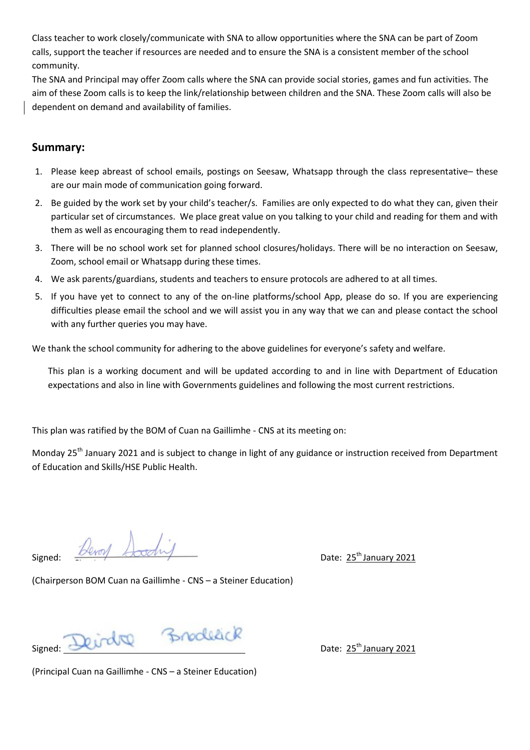Class teacher to work closely/communicate with SNA to allow opportunities where the SNA can be part of Zoom calls, support the teacher if resources are needed and to ensure the SNA is a consistent member of the school community.

The SNA and Principal may offer Zoom calls where the SNA can provide social stories, games and fun activities. The aim of these Zoom calls is to keep the link/relationship between children and the SNA. These Zoom calls will also be dependent on demand and availability of families.

## Summary:

1. Please keep abreast of school emails, postings on Seesaw, Whatsapp through the class representative– these are our main mode of communication going forward.
2. Be guided by the work set by your child's teacher/s. Families are only expected to do what they can, given their particular set of circumstances. We place great value on you talking to your child and reading for them and with them as well as encouraging them to read independently.
3. There will be no school work set for planned school closures/holidays. There will be no interaction on Seesaw, Zoom, school email or Whatsapp during these times.
4. We ask parents/guardians, students and teachers to ensure protocols are adhered to at all times.
5. If you have yet to connect to any of the on-line platforms/school App, please do so. If you are experiencing difficulties please email the school and we will assist you in any way that we can and please contact the school with any further queries you may have.

We thank the school community for adhering to the above guidelines for everyone's safety and welfare.

This plan is a working document and will be updated according to and in line with Department of Education expectations and also in line with Governments guidelines and following the most current restrictions.

This plan was ratified by the BOM of Cuan na Gaillimhe - CNS at its meeting on:

Monday 25th January 2021 and is subject to change in light of any guidance or instruction received from Department of Education and Skills/HSE Public Health.

Signed: Deroy Doody     Date: 25th January 2021

(Chairperson BOM Cuan na Gaillimhe - CNS – a Steiner Education)

Signed: Deirdre Broderick     Date: 25th January 2021

(Principal Cuan na Gaillimhe - CNS – a Steiner Education)